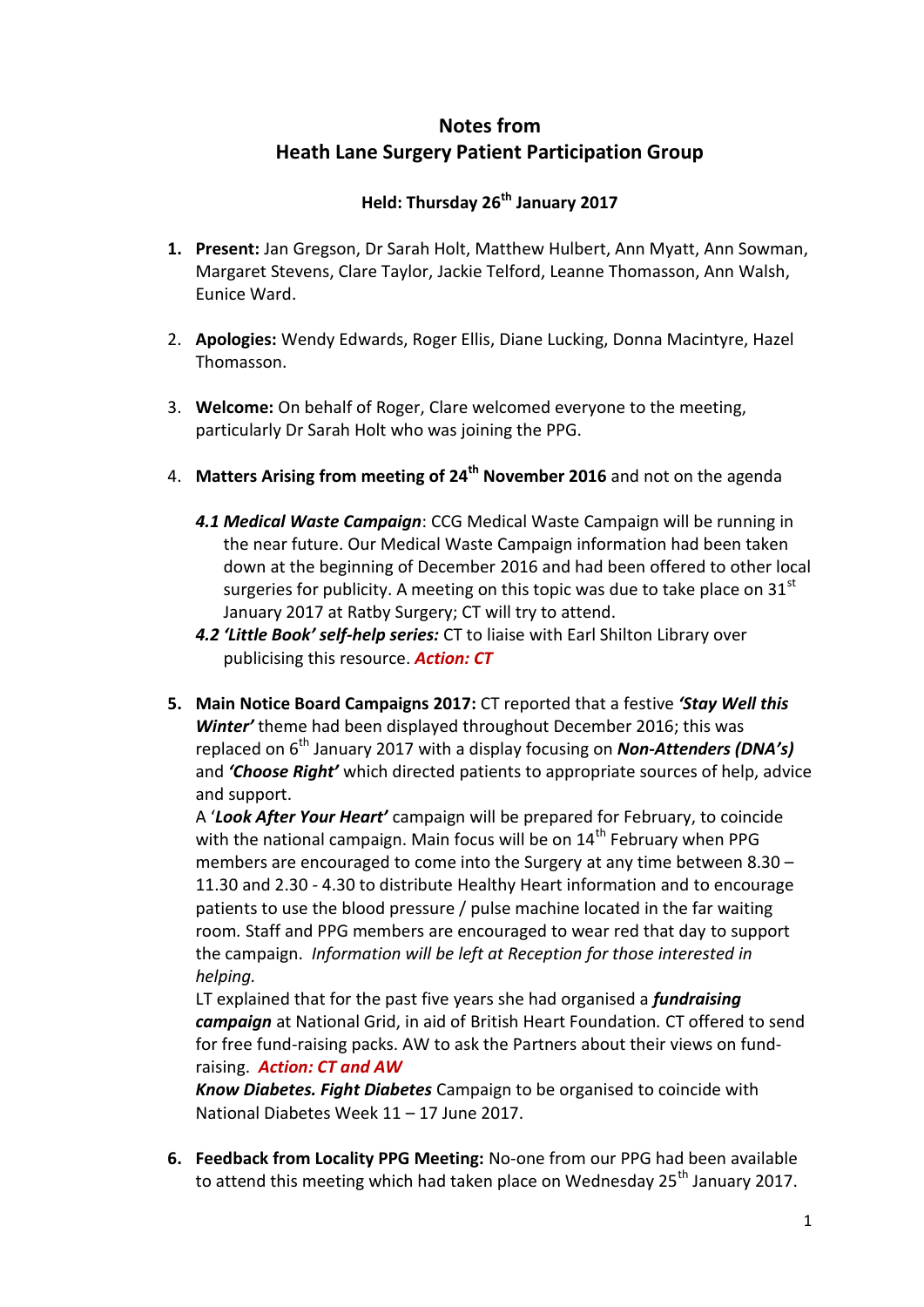# Notes from
# Heath Lane Surgery Patient Participation Group

### Held: Thursday 26th January 2017

1. **Present:** Jan Gregson, Dr Sarah Holt, Matthew Hulbert, Ann Myatt, Ann Sowman, Margaret Stevens, Clare Taylor, Jackie Telford, Leanne Thomasson, Ann Walsh, Eunice Ward.

2. **Apologies:** Wendy Edwards, Roger Ellis, Diane Lucking, Donna Macintyre, Hazel Thomasson.

3. **Welcome:** On behalf of Roger, Clare welcomed everyone to the meeting, particularly Dr Sarah Holt who was joining the PPG.

4. **Matters Arising from meeting of 24th November 2016** and not on the agenda

   ***4.1 Medical Waste Campaign***: CCG Medical Waste Campaign will be running in the near future. Our Medical Waste Campaign information had been taken down at the beginning of December 2016 and had been offered to other local surgeries for publicity. A meeting on this topic was due to take place on 31st January 2017 at Ratby Surgery; CT will try to attend.

   ***4.2 'Little Book' self-help series:*** CT to liaise with Earl Shilton Library over publicising this resource. ***Action: CT***

5. **Main Notice Board Campaigns 2017:** CT reported that a festive ***'Stay Well this Winter'*** theme had been displayed throughout December 2016; this was replaced on 6th January 2017 with a display focusing on ***Non-Attenders (DNA's)*** and ***'Choose Right'*** which directed patients to appropriate sources of help, advice and support.

   A '***Look After Your Heart'*** campaign will be prepared for February, to coincide with the national campaign. Main focus will be on 14th February when PPG members are encouraged to come into the Surgery at any time between 8.30 – 11.30 and 2.30 - 4.30 to distribute Healthy Heart information and to encourage patients to use the blood pressure / pulse machine located in the far waiting room. Staff and PPG members are encouraged to wear red that day to support the campaign. *Information will be left at Reception for those interested in helping.*

   LT explained that for the past five years she had organised a ***fundraising campaign*** at National Grid, in aid of British Heart Foundation. CT offered to send for free fund-raising packs. AW to ask the Partners about their views on fund-raising. ***Action: CT and AW***

   ***Know Diabetes. Fight Diabetes*** Campaign to be organised to coincide with National Diabetes Week 11 – 17 June 2017.

6. **Feedback from Locality PPG Meeting:** No-one from our PPG had been available to attend this meeting which had taken place on Wednesday 25th January 2017.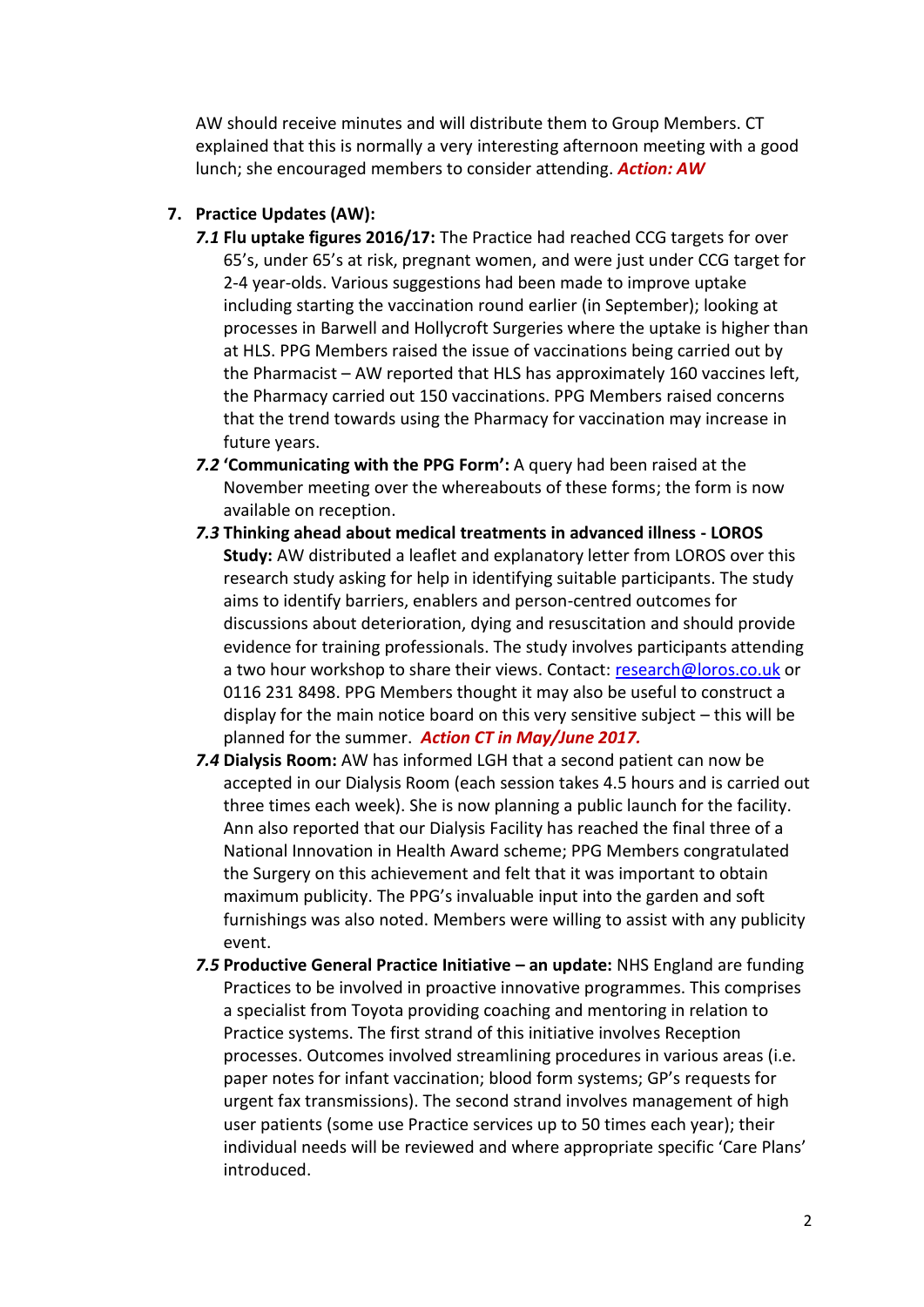AW should receive minutes and will distribute them to Group Members. CT explained that this is normally a very interesting afternoon meeting with a good lunch; she encouraged members to consider attending. ***Action: AW***

7. **Practice Updates (AW):**

   ***7.1*** **Flu uptake figures 2016/17:** The Practice had reached CCG targets for over 65's, under 65's at risk, pregnant women, and were just under CCG target for 2-4 year-olds. Various suggestions had been made to improve uptake including starting the vaccination round earlier (in September); looking at processes in Barwell and Hollycroft Surgeries where the uptake is higher than at HLS. PPG Members raised the issue of vaccinations being carried out by the Pharmacist – AW reported that HLS has approximately 160 vaccines left, the Pharmacy carried out 150 vaccinations. PPG Members raised concerns that the trend towards using the Pharmacy for vaccination may increase in future years.

   ***7.2*** **'Communicating with the PPG Form':** A query had been raised at the November meeting over the whereabouts of these forms; the form is now available on reception.

   ***7.3*** **Thinking ahead about medical treatments in advanced illness - LOROS Study:** AW distributed a leaflet and explanatory letter from LOROS over this research study asking for help in identifying suitable participants. The study aims to identify barriers, enablers and person-centred outcomes for discussions about deterioration, dying and resuscitation and should provide evidence for training professionals. The study involves participants attending a two hour workshop to share their views. Contact: research@loros.co.uk or 0116 231 8498. PPG Members thought it may also be useful to construct a display for the main notice board on this very sensitive subject – this will be planned for the summer. ***Action CT in May/June 2017.***

   ***7.4*** **Dialysis Room:** AW has informed LGH that a second patient can now be accepted in our Dialysis Room (each session takes 4.5 hours and is carried out three times each week). She is now planning a public launch for the facility. Ann also reported that our Dialysis Facility has reached the final three of a National Innovation in Health Award scheme; PPG Members congratulated the Surgery on this achievement and felt that it was important to obtain maximum publicity. The PPG's invaluable input into the garden and soft furnishings was also noted. Members were willing to assist with any publicity event.

   ***7.5*** **Productive General Practice Initiative – an update:** NHS England are funding Practices to be involved in proactive innovative programmes. This comprises a specialist from Toyota providing coaching and mentoring in relation to Practice systems. The first strand of this initiative involves Reception processes. Outcomes involved streamlining procedures in various areas (i.e. paper notes for infant vaccination; blood form systems; GP's requests for urgent fax transmissions). The second strand involves management of high user patients (some use Practice services up to 50 times each year); their individual needs will be reviewed and where appropriate specific 'Care Plans' introduced.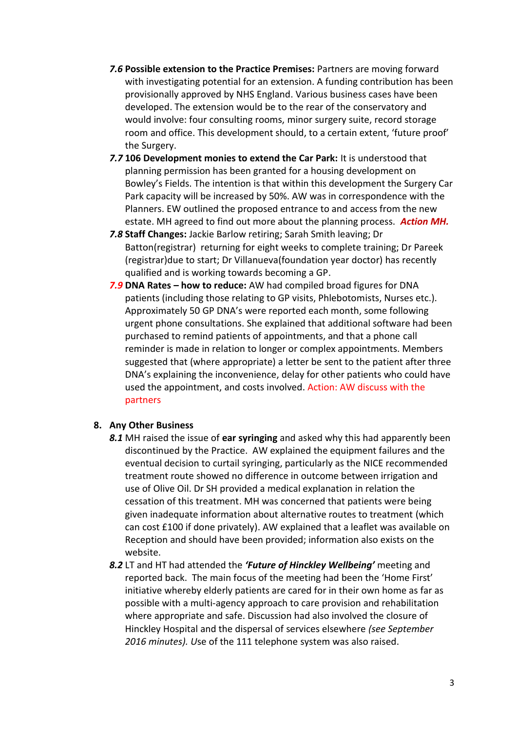***7.6*** **Possible extension to the Practice Premises:** Partners are moving forward with investigating potential for an extension. A funding contribution has been provisionally approved by NHS England. Various business cases have been developed. The extension would be to the rear of the conservatory and would involve: four consulting rooms, minor surgery suite, record storage room and office. This development should, to a certain extent, 'future proof' the Surgery.

***7.7*** **106 Development monies to extend the Car Park:** It is understood that planning permission has been granted for a housing development on Bowley's Fields. The intention is that within this development the Surgery Car Park capacity will be increased by 50%. AW was in correspondence with the Planners. EW outlined the proposed entrance to and access from the new estate. MH agreed to find out more about the planning process. ***Action MH.***

***7.8*** **Staff Changes:** Jackie Barlow retiring; Sarah Smith leaving; Dr Batton(registrar) returning for eight weeks to complete training; Dr Pareek (registrar)due to start; Dr Villanueva(foundation year doctor) has recently qualified and is working towards becoming a GP.

***7.9*** **DNA Rates – how to reduce:** AW had compiled broad figures for DNA patients (including those relating to GP visits, Phlebotomists, Nurses etc.). Approximately 50 GP DNA's were reported each month, some following urgent phone consultations. She explained that additional software had been purchased to remind patients of appointments, and that a phone call reminder is made in relation to longer or complex appointments. Members suggested that (where appropriate) a letter be sent to the patient after three DNA's explaining the inconvenience, delay for other patients who could have used the appointment, and costs involved. Action: AW discuss with the partners

## 8. Any Other Business

***8.1*** MH raised the issue of **ear syringing** and asked why this had apparently been discontinued by the Practice. AW explained the equipment failures and the eventual decision to curtail syringing, particularly as the NICE recommended treatment route showed no difference in outcome between irrigation and use of Olive Oil. Dr SH provided a medical explanation in relation the cessation of this treatment. MH was concerned that patients were being given inadequate information about alternative routes to treatment (which can cost £100 if done privately). AW explained that a leaflet was available on Reception and should have been provided; information also exists on the website.

***8.2*** LT and HT had attended the ***'Future of Hinckley Wellbeing'*** meeting and reported back. The main focus of the meeting had been the 'Home First' initiative whereby elderly patients are cared for in their own home as far as possible with a multi-agency approach to care provision and rehabilitation where appropriate and safe. Discussion had also involved the closure of Hinckley Hospital and the dispersal of services elsewhere *(see September 2016 minutes). U*se of the 111 telephone system was also raised.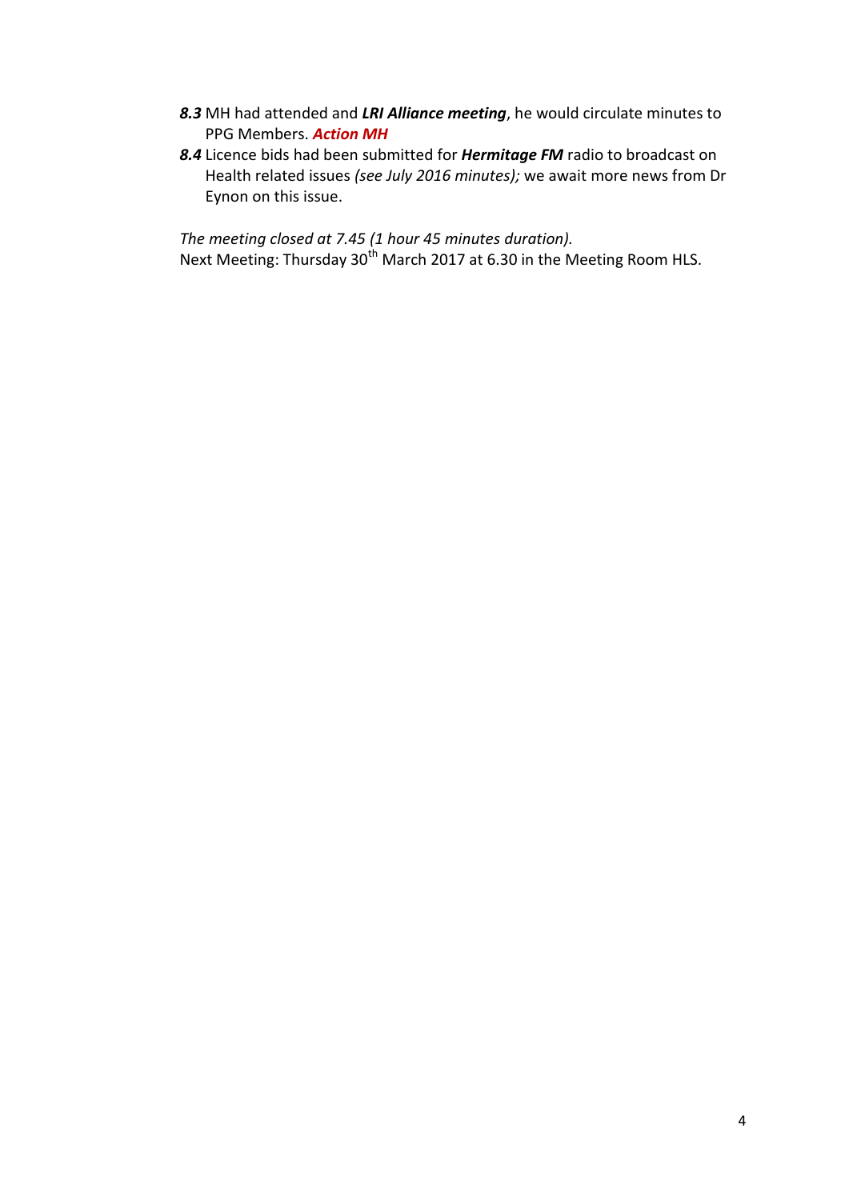- ***8.3*** MH had attended and ***LRI Alliance meeting***, he would circulate minutes to PPG Members. ***Action MH***
- ***8.4*** Licence bids had been submitted for ***Hermitage FM*** radio to broadcast on Health related issues *(see July 2016 minutes);* we await more news from Dr Eynon on this issue.

*The meeting closed at 7.45 (1 hour 45 minutes duration).*
Next Meeting: Thursday 30th March 2017 at 6.30 in the Meeting Room HLS.